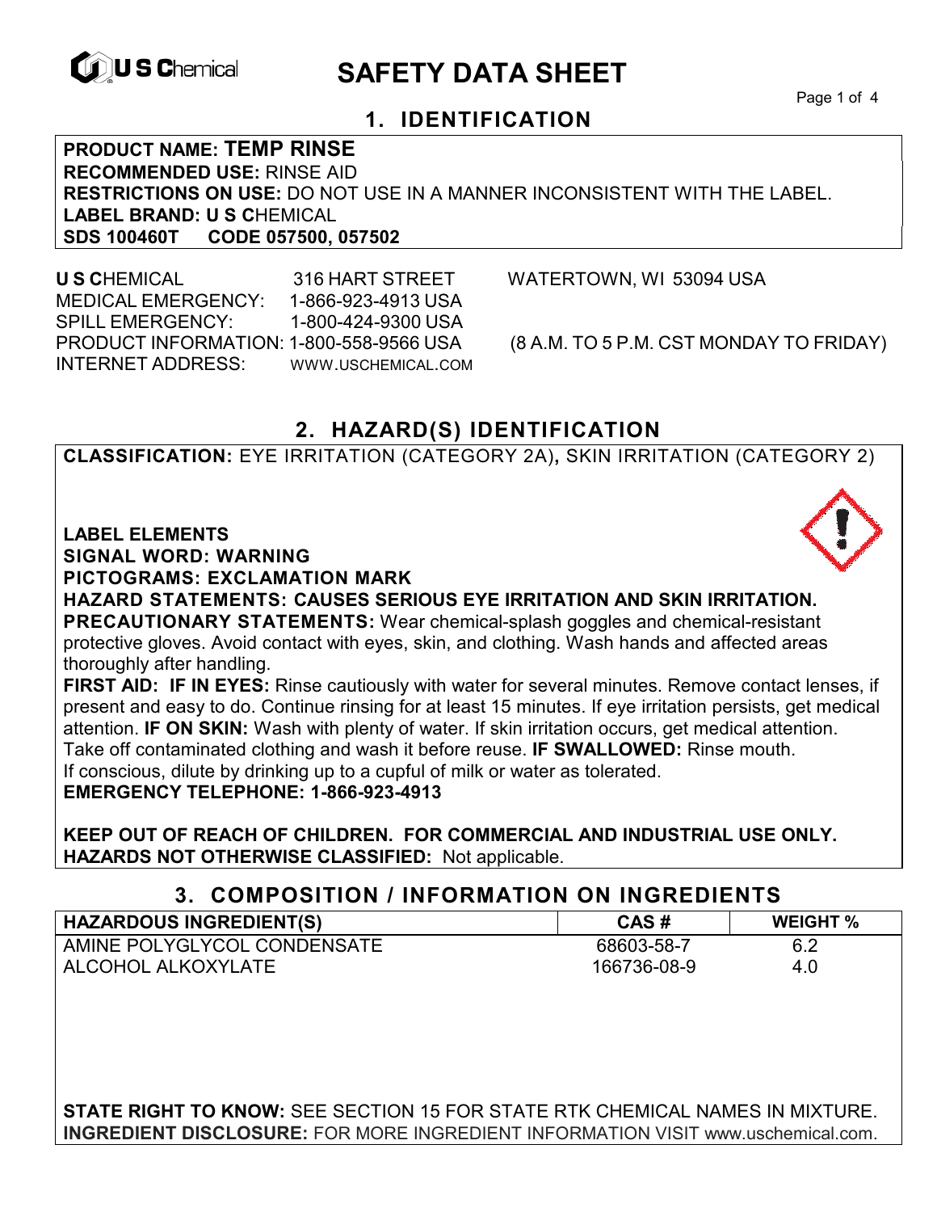U S Chemical

# SAFETY DATA SHEET

## 1. IDENTIFICATION

**PRODUCT NAME: TEMP RINSE**
**RECOMMENDED USE:** RINSE AID
**RESTRICTIONS ON USE:** DO NOT USE IN A MANNER INCONSISTENT WITH THE LABEL.
**LABEL BRAND: U S C**HEMICAL
**SDS 100460T CODE 057500, 057502**

**U S C**HEMICAL 316 HART STREET WATERTOWN, WI 53094 USA
MEDICAL EMERGENCY: 1-866-923-4913 USA
SPILL EMERGENCY: 1-800-424-9300 USA
PRODUCT INFORMATION: 1-800-558-9566 USA (8 A.M. TO 5 P.M. CST MONDAY TO FRIDAY)
INTERNET ADDRESS: WWW.USCHEMICAL.COM

## 2. HAZARD(S) IDENTIFICATION

**CLASSIFICATION:** EYE IRRITATION (CATEGORY 2A)**,** SKIN IRRITATION (CATEGORY 2)

**LABEL ELEMENTS**
**SIGNAL WORD: WARNING**
**PICTOGRAMS: EXCLAMATION MARK**
**HAZARD STATEMENTS: CAUSES SERIOUS EYE IRRITATION AND SKIN IRRITATION.**
**PRECAUTIONARY STATEMENTS:** Wear chemical-splash goggles and chemical-resistant protective gloves. Avoid contact with eyes, skin, and clothing. Wash hands and affected areas thoroughly after handling.
**FIRST AID: IF IN EYES:** Rinse cautiously with water for several minutes. Remove contact lenses, if present and easy to do. Continue rinsing for at least 15 minutes. If eye irritation persists, get medical attention. **IF ON SKIN:** Wash with plenty of water. If skin irritation occurs, get medical attention. Take off contaminated clothing and wash it before reuse. **IF SWALLOWED:** Rinse mouth. If conscious, dilute by drinking up to a cupful of milk or water as tolerated.
**EMERGENCY TELEPHONE: 1-866-923-4913**

**KEEP OUT OF REACH OF CHILDREN. FOR COMMERCIAL AND INDUSTRIAL USE ONLY.**
**HAZARDS NOT OTHERWISE CLASSIFIED:** Not applicable.

## 3. COMPOSITION / INFORMATION ON INGREDIENTS

| HAZARDOUS INGREDIENT(S) | CAS # | WEIGHT % |
|---|---|---|
| AMINE POLYGLYCOL CONDENSATE | 68603-58-7 | 6.2 |
| ALCOHOL ALKOXYLATE | 166736-08-9 | 4.0 |

**STATE RIGHT TO KNOW:** SEE SECTION 15 FOR STATE RTK CHEMICAL NAMES IN MIXTURE.
**INGREDIENT DISCLOSURE:** FOR MORE INGREDIENT INFORMATION VISIT www.uschemical.com.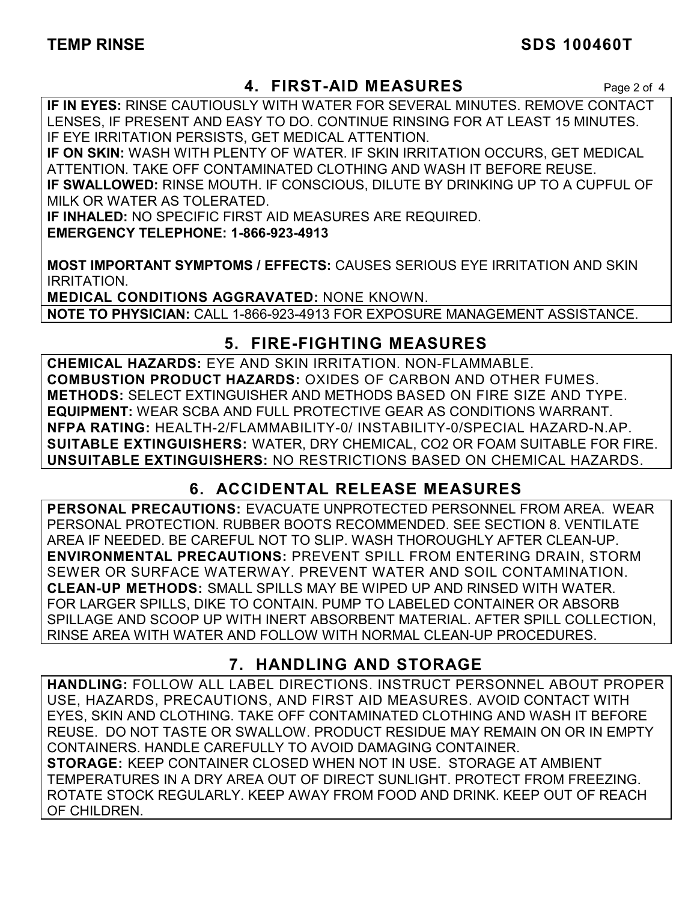## 4. FIRST-AID MEASURES

**IF IN EYES:** RINSE CAUTIOUSLY WITH WATER FOR SEVERAL MINUTES. REMOVE CONTACT LENSES, IF PRESENT AND EASY TO DO. CONTINUE RINSING FOR AT LEAST 15 MINUTES. IF EYE IRRITATION PERSISTS, GET MEDICAL ATTENTION.
**IF ON SKIN:** WASH WITH PLENTY OF WATER. IF SKIN IRRITATION OCCURS, GET MEDICAL ATTENTION. TAKE OFF CONTAMINATED CLOTHING AND WASH IT BEFORE REUSE.
**IF SWALLOWED:** RINSE MOUTH. IF CONSCIOUS, DILUTE BY DRINKING UP TO A CUPFUL OF MILK OR WATER AS TOLERATED.
**IF INHALED:** NO SPECIFIC FIRST AID MEASURES ARE REQUIRED.
**EMERGENCY TELEPHONE: 1-866-923-4913**

**MOST IMPORTANT SYMPTOMS / EFFECTS:** CAUSES SERIOUS EYE IRRITATION AND SKIN IRRITATION.
**MEDICAL CONDITIONS AGGRAVATED:** NONE KNOWN.
**NOTE TO PHYSICIAN:** CALL 1-866-923-4913 FOR EXPOSURE MANAGEMENT ASSISTANCE.

## 5. FIRE-FIGHTING MEASURES

**CHEMICAL HAZARDS:** EYE AND SKIN IRRITATION. NON-FLAMMABLE.
**COMBUSTION PRODUCT HAZARDS:** OXIDES OF CARBON AND OTHER FUMES.
**METHODS:** SELECT EXTINGUISHER AND METHODS BASED ON FIRE SIZE AND TYPE.
**EQUIPMENT:** WEAR SCBA AND FULL PROTECTIVE GEAR AS CONDITIONS WARRANT.
**NFPA RATING:** HEALTH-2/FLAMMABILITY-0/ INSTABILITY-0/SPECIAL HAZARD-N.AP.
**SUITABLE EXTINGUISHERS:** WATER, DRY CHEMICAL, $CO_2$ OR FOAM SUITABLE FOR FIRE.
**UNSUITABLE EXTINGUISHERS:** NO RESTRICTIONS BASED ON CHEMICAL HAZARDS.

## 6. ACCIDENTAL RELEASE MEASURES

**PERSONAL PRECAUTIONS:** EVACUATE UNPROTECTED PERSONNEL FROM AREA. WEAR PERSONAL PROTECTION. RUBBER BOOTS RECOMMENDED. SEE SECTION 8. VENTILATE AREA IF NEEDED. BE CAREFUL NOT TO SLIP. WASH THOROUGHLY AFTER CLEAN-UP.
**ENVIRONMENTAL PRECAUTIONS:** PREVENT SPILL FROM ENTERING DRAIN, STORM SEWER OR SURFACE WATERWAY. PREVENT WATER AND SOIL CONTAMINATION.
**CLEAN-UP METHODS:** SMALL SPILLS MAY BE WIPED UP AND RINSED WITH WATER. FOR LARGER SPILLS, DIKE TO CONTAIN. PUMP TO LABELED CONTAINER OR ABSORB SPILLAGE AND SCOOP UP WITH INERT ABSORBENT MATERIAL. AFTER SPILL COLLECTION, RINSE AREA WITH WATER AND FOLLOW WITH NORMAL CLEAN-UP PROCEDURES.

## 7. HANDLING AND STORAGE

**HANDLING:** FOLLOW ALL LABEL DIRECTIONS. INSTRUCT PERSONNEL ABOUT PROPER USE, HAZARDS, PRECAUTIONS, AND FIRST AID MEASURES. AVOID CONTACT WITH EYES, SKIN AND CLOTHING. TAKE OFF CONTAMINATED CLOTHING AND WASH IT BEFORE REUSE. DO NOT TASTE OR SWALLOW. PRODUCT RESIDUE MAY REMAIN ON OR IN EMPTY CONTAINERS. HANDLE CAREFULLY TO AVOID DAMAGING CONTAINER.
**STORAGE:** KEEP CONTAINER CLOSED WHEN NOT IN USE. STORAGE AT AMBIENT TEMPERATURES IN A DRY AREA OUT OF DIRECT SUNLIGHT. PROTECT FROM FREEZING. ROTATE STOCK REGULARLY. KEEP AWAY FROM FOOD AND DRINK. KEEP OUT OF REACH OF CHILDREN.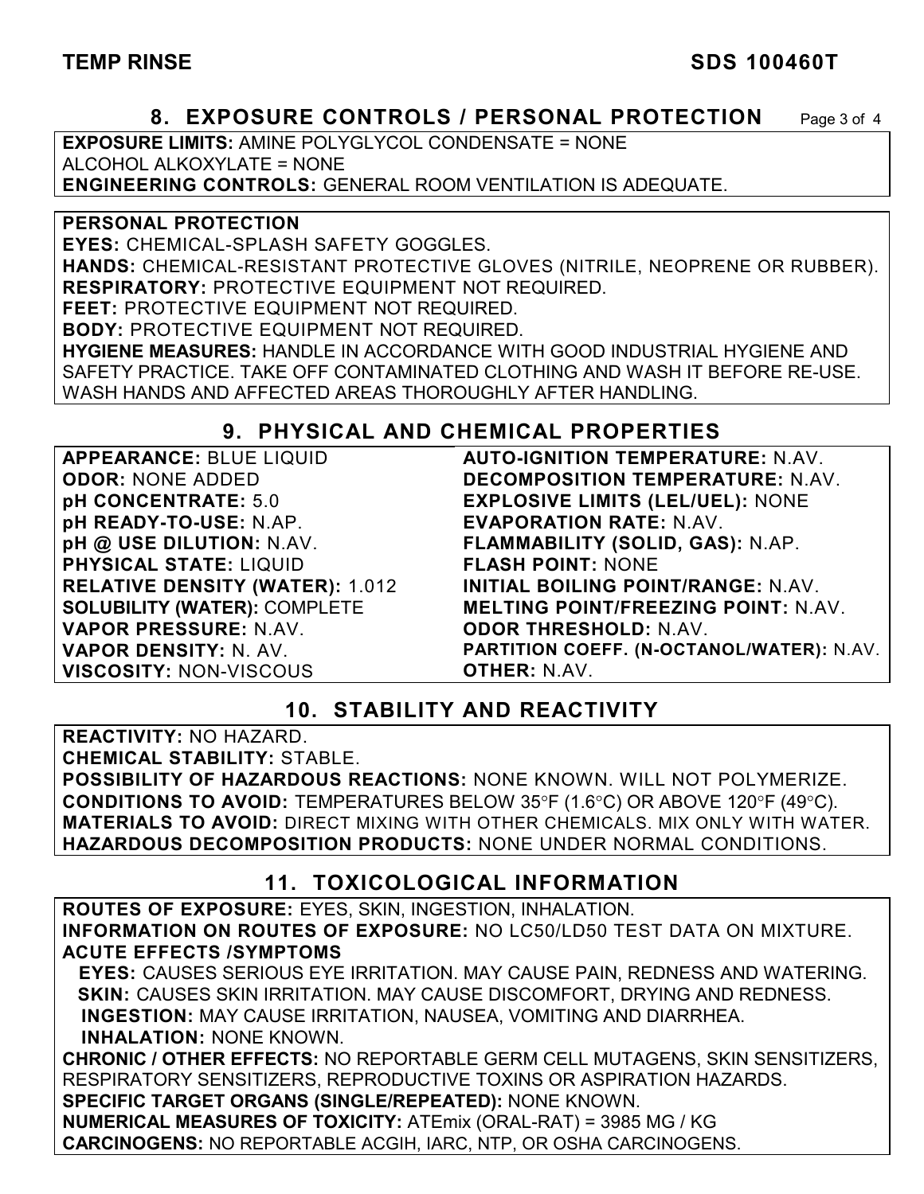## 8. EXPOSURE CONTROLS / PERSONAL PROTECTION

**EXPOSURE LIMITS:** AMINE POLYGLYCOL CONDENSATE = NONE
ALCOHOL ALKOXYLATE = NONE
**ENGINEERING CONTROLS:** GENERAL ROOM VENTILATION IS ADEQUATE.

**PERSONAL PROTECTION**
**EYES:** CHEMICAL-SPLASH SAFETY GOGGLES.
**HANDS:** CHEMICAL-RESISTANT PROTECTIVE GLOVES (NITRILE, NEOPRENE OR RUBBER).
**RESPIRATORY:** PROTECTIVE EQUIPMENT NOT REQUIRED.
**FEET:** PROTECTIVE EQUIPMENT NOT REQUIRED.
**BODY:** PROTECTIVE EQUIPMENT NOT REQUIRED.
**HYGIENE MEASURES:** HANDLE IN ACCORDANCE WITH GOOD INDUSTRIAL HYGIENE AND SAFETY PRACTICE. TAKE OFF CONTAMINATED CLOTHING AND WASH IT BEFORE RE-USE. WASH HANDS AND AFFECTED AREAS THOROUGHLY AFTER HANDLING.

## 9. PHYSICAL AND CHEMICAL PROPERTIES

**APPEARANCE:** BLUE LIQUID
**ODOR:** NONE ADDED
**pH CONCENTRATE:** 5.0
**pH READY-TO-USE:** N.AP.
**pH @ USE DILUTION:** N.AV.
**PHYSICAL STATE:** LIQUID
**RELATIVE DENSITY (WATER):** 1.012
**SOLUBILITY (WATER):** COMPLETE
**VAPOR PRESSURE:** N.AV.
**VAPOR DENSITY:** N. AV.
**VISCOSITY:** NON-VISCOUS
**AUTO-IGNITION TEMPERATURE:** N.AV.
**DECOMPOSITION TEMPERATURE:** N.AV.
**EXPLOSIVE LIMITS (LEL/UEL):** NONE
**EVAPORATION RATE:** N.AV.
**FLAMMABILITY (SOLID, GAS):** N.AP.
**FLASH POINT:** NONE
**INITIAL BOILING POINT/RANGE:** N.AV.
**MELTING POINT/FREEZING POINT:** N.AV.
**ODOR THRESHOLD:** N.AV.
**PARTITION COEFF. (N-OCTANOL/WATER):** N.AV.
**OTHER:** N.AV.

## 10. STABILITY AND REACTIVITY

**REACTIVITY:** NO HAZARD.
**CHEMICAL STABILITY:** STABLE.
**POSSIBILITY OF HAZARDOUS REACTIONS:** NONE KNOWN. WILL NOT POLYMERIZE.
**CONDITIONS TO AVOID:** TEMPERATURES BELOW 35°F (1.6°C) OR ABOVE 120°F (49°C).
**MATERIALS TO AVOID:** DIRECT MIXING WITH OTHER CHEMICALS. MIX ONLY WITH WATER.
**HAZARDOUS DECOMPOSITION PRODUCTS:** NONE UNDER NORMAL CONDITIONS.

## 11. TOXICOLOGICAL INFORMATION

**ROUTES OF EXPOSURE:** EYES, SKIN, INGESTION, INHALATION.
**INFORMATION ON ROUTES OF EXPOSURE:** NO LC50/LD50 TEST DATA ON MIXTURE.
**ACUTE EFFECTS /SYMPTOMS**
**EYES:** CAUSES SERIOUS EYE IRRITATION. MAY CAUSE PAIN, REDNESS AND WATERING.
**SKIN:** CAUSES SKIN IRRITATION. MAY CAUSE DISCOMFORT, DRYING AND REDNESS.
**INGESTION:** MAY CAUSE IRRITATION, NAUSEA, VOMITING AND DIARRHEA.
**INHALATION:** NONE KNOWN.
**CHRONIC / OTHER EFFECTS:** NO REPORTABLE GERM CELL MUTAGENS, SKIN SENSITIZERS, RESPIRATORY SENSITIZERS, REPRODUCTIVE TOXINS OR ASPIRATION HAZARDS.
**SPECIFIC TARGET ORGANS (SINGLE/REPEATED):** NONE KNOWN.
**NUMERICAL MEASURES OF TOXICITY:** ATEmix (ORAL-RAT) = 3985 MG / KG
**CARCINOGENS:** NO REPORTABLE ACGIH, IARC, NTP, OR OSHA CARCINOGENS.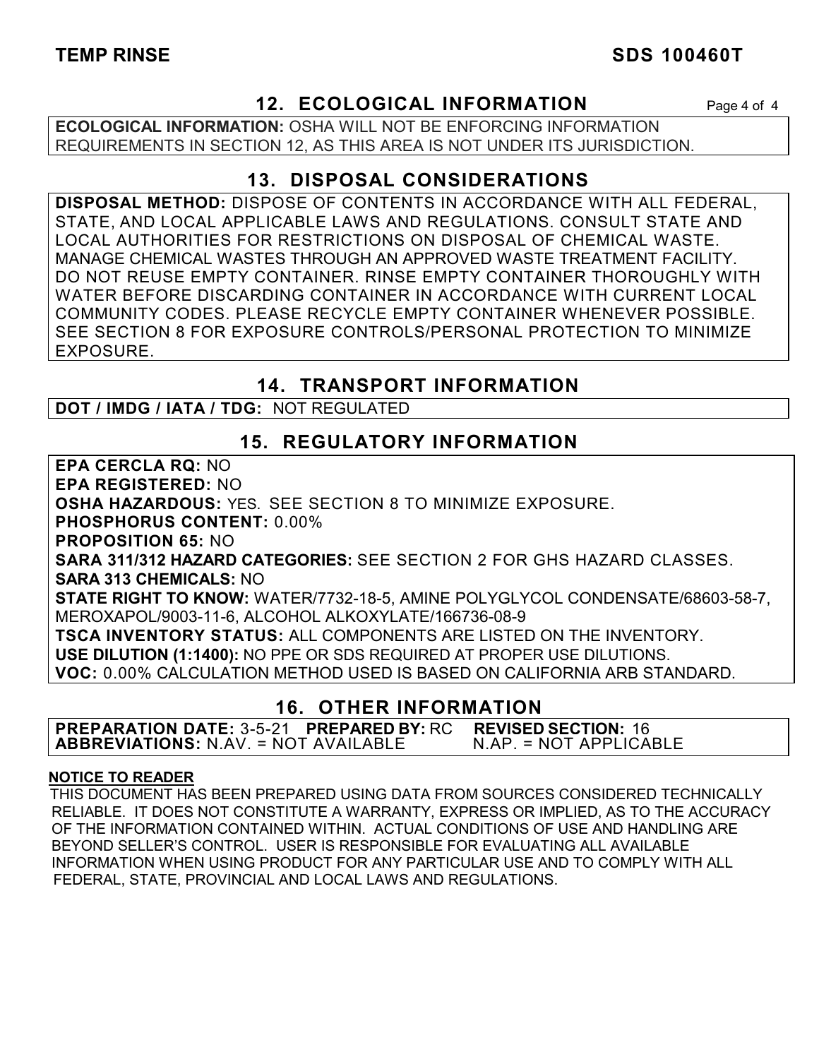## 12. ECOLOGICAL INFORMATION

**ECOLOGICAL INFORMATION:** OSHA WILL NOT BE ENFORCING INFORMATION REQUIREMENTS IN SECTION 12, AS THIS AREA IS NOT UNDER ITS JURISDICTION.

## 13. DISPOSAL CONSIDERATIONS

**DISPOSAL METHOD:** DISPOSE OF CONTENTS IN ACCORDANCE WITH ALL FEDERAL, STATE, AND LOCAL APPLICABLE LAWS AND REGULATIONS. CONSULT STATE AND LOCAL AUTHORITIES FOR RESTRICTIONS ON DISPOSAL OF CHEMICAL WASTE. MANAGE CHEMICAL WASTES THROUGH AN APPROVED WASTE TREATMENT FACILITY. DO NOT REUSE EMPTY CONTAINER. RINSE EMPTY CONTAINER THOROUGHLY WITH WATER BEFORE DISCARDING CONTAINER IN ACCORDANCE WITH CURRENT LOCAL COMMUNITY CODES. PLEASE RECYCLE EMPTY CONTAINER WHENEVER POSSIBLE. SEE SECTION 8 FOR EXPOSURE CONTROLS/PERSONAL PROTECTION TO MINIMIZE EXPOSURE.

## 14. TRANSPORT INFORMATION

**DOT / IMDG / IATA / TDG:** NOT REGULATED

## 15. REGULATORY INFORMATION

**EPA CERCLA RQ:** NO
**EPA REGISTERED:** NO
**OSHA HAZARDOUS:** YES. SEE SECTION 8 TO MINIMIZE EXPOSURE.
**PHOSPHORUS CONTENT:** 0.00%
**PROPOSITION 65:** NO
**SARA 311/312 HAZARD CATEGORIES:** SEE SECTION 2 FOR GHS HAZARD CLASSES.
**SARA 313 CHEMICALS:** NO
**STATE RIGHT TO KNOW:** WATER/7732-18-5, AMINE POLYGLYCOL CONDENSATE/68603-58-7, MEROXAPOL/9003-11-6, ALCOHOL ALKOXYLATE/166736-08-9
**TSCA INVENTORY STATUS:** ALL COMPONENTS ARE LISTED ON THE INVENTORY.
**USE DILUTION (1:1400):** NO PPE OR SDS REQUIRED AT PROPER USE DILUTIONS.
**VOC:** 0.00% CALCULATION METHOD USED IS BASED ON CALIFORNIA ARB STANDARD.

## 16. OTHER INFORMATION

**PREPARATION DATE:** 3-5-21 **PREPARED BY:** RC **REVISED SECTION:** 16
**ABBREVIATIONS:** N.AV. = NOT AVAILABLE N.AP. = NOT APPLICABLE

**NOTICE TO READER**

THIS DOCUMENT HAS BEEN PREPARED USING DATA FROM SOURCES CONSIDERED TECHNICALLY RELIABLE. IT DOES NOT CONSTITUTE A WARRANTY, EXPRESS OR IMPLIED, AS TO THE ACCURACY OF THE INFORMATION CONTAINED WITHIN. ACTUAL CONDITIONS OF USE AND HANDLING ARE BEYOND SELLER'S CONTROL. USER IS RESPONSIBLE FOR EVALUATING ALL AVAILABLE INFORMATION WHEN USING PRODUCT FOR ANY PARTICULAR USE AND TO COMPLY WITH ALL FEDERAL, STATE, PROVINCIAL AND LOCAL LAWS AND REGULATIONS.